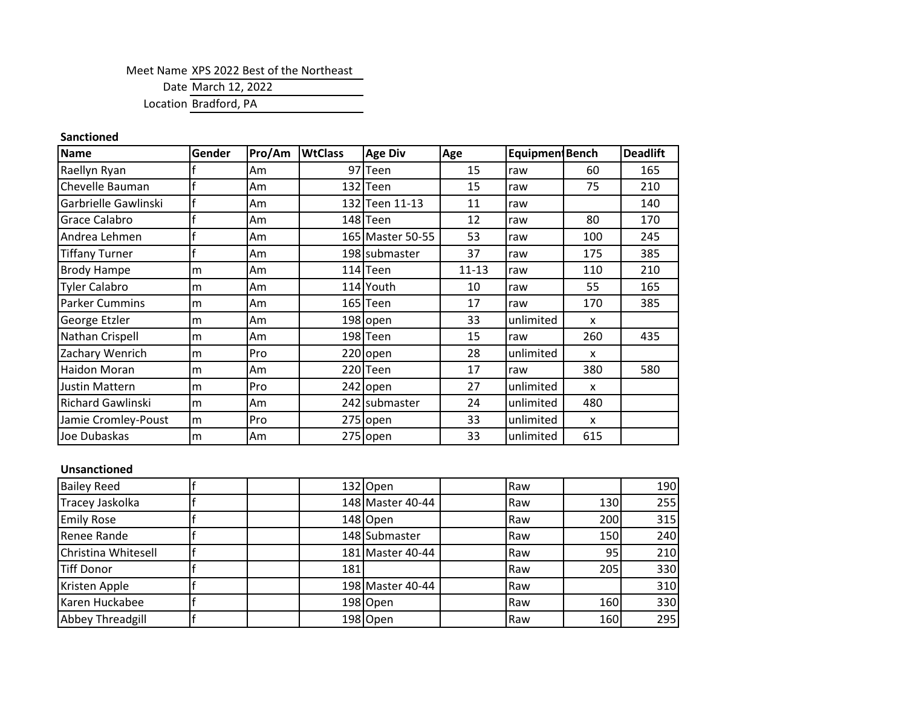| Meet Name | XPS 2022 Best of the Northeast |
|---|---|
| Date | March 12, 2022 |
| Location | Bradford, PA |

**Sanctioned**

| Name | Gender | Pro/Am | WtClass | Age Div | Age | Equipment | Bench | Deadlift |
|---|---|---|---|---|---|---|---|---|
| Raellyn Ryan | f | Am | 97 | Teen | 15 | raw | 60 | 165 |
| Chevelle Bauman | f | Am | 132 | Teen | 15 | raw | 75 | 210 |
| Garbrielle Gawlinski | f | Am | 132 | Teen 11-13 | 11 | raw | | 140 |
| Grace Calabro | f | Am | 148 | Teen | 12 | raw | 80 | 170 |
| Andrea Lehmen | f | Am | 165 | Master 50-55 | 53 | raw | 100 | 245 |
| Tiffany Turner | f | Am | 198 | submaster | 37 | raw | 175 | 385 |
| Brody Hampe | m | Am | 114 | Teen | 11-13 | raw | 110 | 210 |
| Tyler Calabro | m | Am | 114 | Youth | 10 | raw | 55 | 165 |
| Parker Cummins | m | Am | 165 | Teen | 17 | raw | 170 | 385 |
| George Etzler | m | Am | 198 | open | 33 | unlimited | x | |
| Nathan Crispell | m | Am | 198 | Teen | 15 | raw | 260 | 435 |
| Zachary Wenrich | m | Pro | 220 | open | 28 | unlimited | x | |
| Haidon Moran | m | Am | 220 | Teen | 17 | raw | 380 | 580 |
| Justin Mattern | m | Pro | 242 | open | 27 | unlimited | x | |
| Richard Gawlinski | m | Am | 242 | submaster | 24 | unlimited | 480 | |
| Jamie Cromley-Poust | m | Pro | 275 | open | 33 | unlimited | x | |
| Joe Dubaskas | m | Am | 275 | open | 33 | unlimited | 615 | |

**Unsanctioned**

| Name | Gender | Pro/Am | WtClass | Age Div | Age | Equipment | Bench | Deadlift |
|---|---|---|---|---|---|---|---|---|
| Bailey Reed | f | | 132 | Open | | Raw | | 190 |
| Tracey Jaskolka | f | | 148 | Master 40-44 | | Raw | 130 | 255 |
| Emily Rose | f | | 148 | Open | | Raw | 200 | 315 |
| Renee Rande | f | | 148 | Submaster | | Raw | 150 | 240 |
| Christina Whitesell | f | | 181 | Master 40-44 | | Raw | 95 | 210 |
| Tiff Donor | f | | 181 | | | Raw | 205 | 330 |
| Kristen Apple | f | | 198 | Master 40-44 | | Raw | | 310 |
| Karen Huckabee | f | | 198 | Open | | Raw | 160 | 330 |
| Abbey Threadgill | f | | 198 | Open | | Raw | 160 | 295 |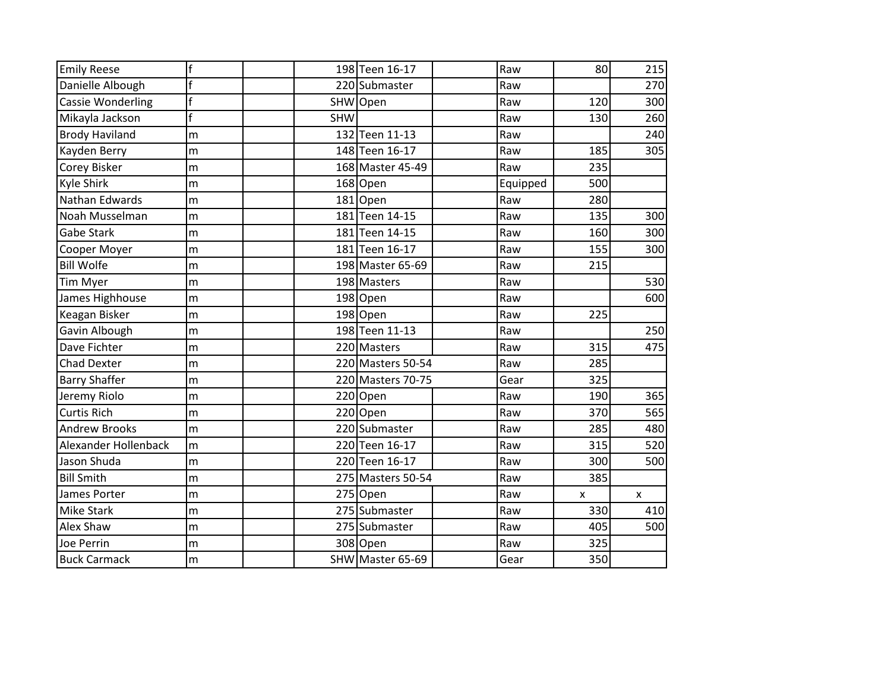| | | | | | | | | |
|---|---|---|---|---|---|---|---|---|
| Emily Reese | f | | 198 | Teen 16-17 | | Raw | 80 | 215 |
| Danielle Albough | f | | 220 | Submaster | | Raw | | 270 |
| Cassie Wonderling | f | | SHW | Open | | Raw | 120 | 300 |
| Mikayla Jackson | f | | SHW | | | Raw | 130 | 260 |
| Brody Haviland | m | | 132 | Teen 11-13 | | Raw | | 240 |
| Kayden Berry | m | | 148 | Teen 16-17 | | Raw | 185 | 305 |
| Corey Bisker | m | | 168 | Master 45-49 | | Raw | 235 | |
| Kyle Shirk | m | | 168 | Open | | Equipped | 500 | |
| Nathan Edwards | m | | 181 | Open | | Raw | 280 | |
| Noah Musselman | m | | 181 | Teen 14-15 | | Raw | 135 | 300 |
| Gabe Stark | m | | 181 | Teen 14-15 | | Raw | 160 | 300 |
| Cooper Moyer | m | | 181 | Teen 16-17 | | Raw | 155 | 300 |
| Bill Wolfe | m | | 198 | Master 65-69 | | Raw | 215 | |
| Tim Myer | m | | 198 | Masters | | Raw | | 530 |
| James Highhouse | m | | 198 | Open | | Raw | | 600 |
| Keagan Bisker | m | | 198 | Open | | Raw | 225 | |
| Gavin Albough | m | | 198 | Teen 11-13 | | Raw | | 250 |
| Dave Fichter | m | | 220 | Masters | | Raw | 315 | 475 |
| Chad Dexter | m | | 220 | Masters 50-54 | | Raw | 285 | |
| Barry Shaffer | m | | 220 | Masters 70-75 | | Gear | 325 | |
| Jeremy Riolo | m | | 220 | Open | | Raw | 190 | 365 |
| Curtis Rich | m | | 220 | Open | | Raw | 370 | 565 |
| Andrew Brooks | m | | 220 | Submaster | | Raw | 285 | 480 |
| Alexander Hollenback | m | | 220 | Teen 16-17 | | Raw | 315 | 520 |
| Jason Shuda | m | | 220 | Teen 16-17 | | Raw | 300 | 500 |
| Bill Smith | m | | 275 | Masters 50-54 | | Raw | 385 | |
| James Porter | m | | 275 | Open | | Raw | x | x |
| Mike Stark | m | | 275 | Submaster | | Raw | 330 | 410 |
| Alex Shaw | m | | 275 | Submaster | | Raw | 405 | 500 |
| Joe Perrin | m | | 308 | Open | | Raw | 325 | |
| Buck Carmack | m | | SHW | Master 65-69 | | Gear | 350 | |